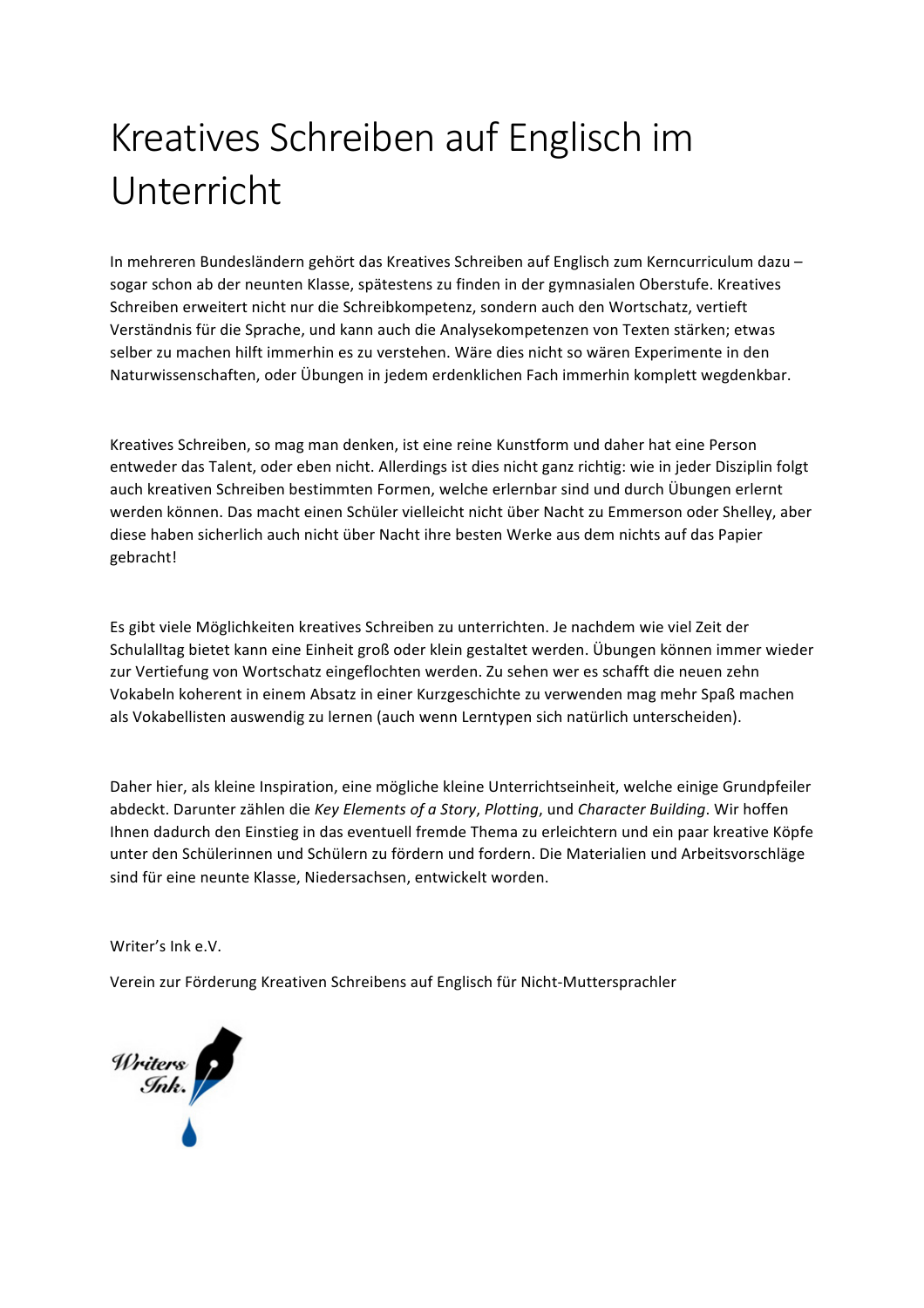# Kreatives Schreiben auf Englisch im Unterricht

In mehreren Bundesländern gehört das Kreatives Schreiben auf Englisch zum Kerncurriculum dazu – sogar schon ab der neunten Klasse, spätestens zu finden in der gymnasialen Oberstufe. Kreatives Schreiben erweitert nicht nur die Schreibkompetenz, sondern auch den Wortschatz, vertieft Verständnis für die Sprache, und kann auch die Analysekompetenzen von Texten stärken; etwas selber zu machen hilft immerhin es zu verstehen. Wäre dies nicht so wären Experimente in den Naturwissenschaften, oder Übungen in jedem erdenklichen Fach immerhin komplett wegdenkbar.

Kreatives Schreiben, so mag man denken, ist eine reine Kunstform und daher hat eine Person entweder das Talent, oder eben nicht. Allerdings ist dies nicht ganz richtig: wie in jeder Disziplin folgt auch kreativen Schreiben bestimmten Formen, welche erlernbar sind und durch Übungen erlernt werden können. Das macht einen Schüler vielleicht nicht über Nacht zu Emmerson oder Shelley, aber diese haben sicherlich auch nicht über Nacht ihre besten Werke aus dem nichts auf das Papier gebracht!

Es gibt viele Möglichkeiten kreatives Schreiben zu unterrichten. Je nachdem wie viel Zeit der Schulalltag bietet kann eine Einheit groß oder klein gestaltet werden. Übungen können immer wieder zur Vertiefung von Wortschatz eingeflochten werden. Zu sehen wer es schafft die neuen zehn Vokabeln koherent in einem Absatz in einer Kurzgeschichte zu verwenden mag mehr Spaß machen als Vokabellisten auswendig zu lernen (auch wenn Lerntypen sich natürlich unterscheiden).

Daher hier, als kleine Inspiration, eine mögliche kleine Unterrichtseinheit, welche einige Grundpfeiler abdeckt. Darunter zählen die *Key Elements of a Story*, *Plotting*, und *Character Building*. Wir hoffen Ihnen dadurch den Einstieg in das eventuell fremde Thema zu erleichtern und ein paar kreative Köpfe unter den Schülerinnen und Schülern zu fördern und fordern. Die Materialien und Arbeitsvorschläge sind für eine neunte Klasse, Niedersachsen, entwickelt worden.

Writer's Ink e.V.

Verein zur Förderung Kreativen Schreibens auf Englisch für Nicht-Muttersprachler

Writers Ink.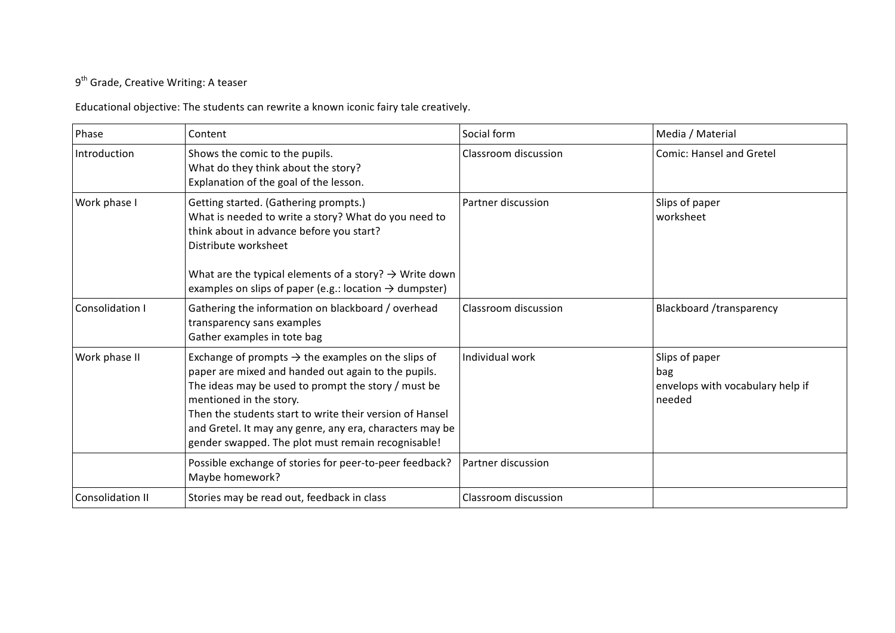9th Grade, Creative Writing: A teaser

Educational objective: The students can rewrite a known iconic fairy tale creatively.

| Phase | Content | Social form | Media / Material |
|---|---|---|---|
| Introduction | Shows the comic to the pupils.<br>What do they think about the story?<br>Explanation of the goal of the lesson. | Classroom discussion | Comic: Hansel and Gretel |
| Work phase I | Getting started. (Gathering prompts.)<br>What is needed to write a story? What do you need to think about in advance before you start?<br>Distribute worksheet<br><br>What are the typical elements of a story? → Write down examples on slips of paper (e.g.: location → dumpster) | Partner discussion | Slips of paper<br>worksheet |
| Consolidation I | Gathering the information on blackboard / overhead transparency sans examples<br>Gather examples in tote bag | Classroom discussion | Blackboard /transparency |
| Work phase II | Exchange of prompts → the examples on the slips of paper are mixed and handed out again to the pupils. The ideas may be used to prompt the story / must be mentioned in the story.<br>Then the students start to write their version of Hansel and Gretel. It may any genre, any era, characters may be gender swapped. The plot must remain recognisable! | Individual work | Slips of paper<br>bag<br>envelops with vocabulary help if needed |
| | Possible exchange of stories for peer-to-peer feedback? Maybe homework? | Partner discussion | |
| Consolidation II | Stories may be read out, feedback in class | Classroom discussion | |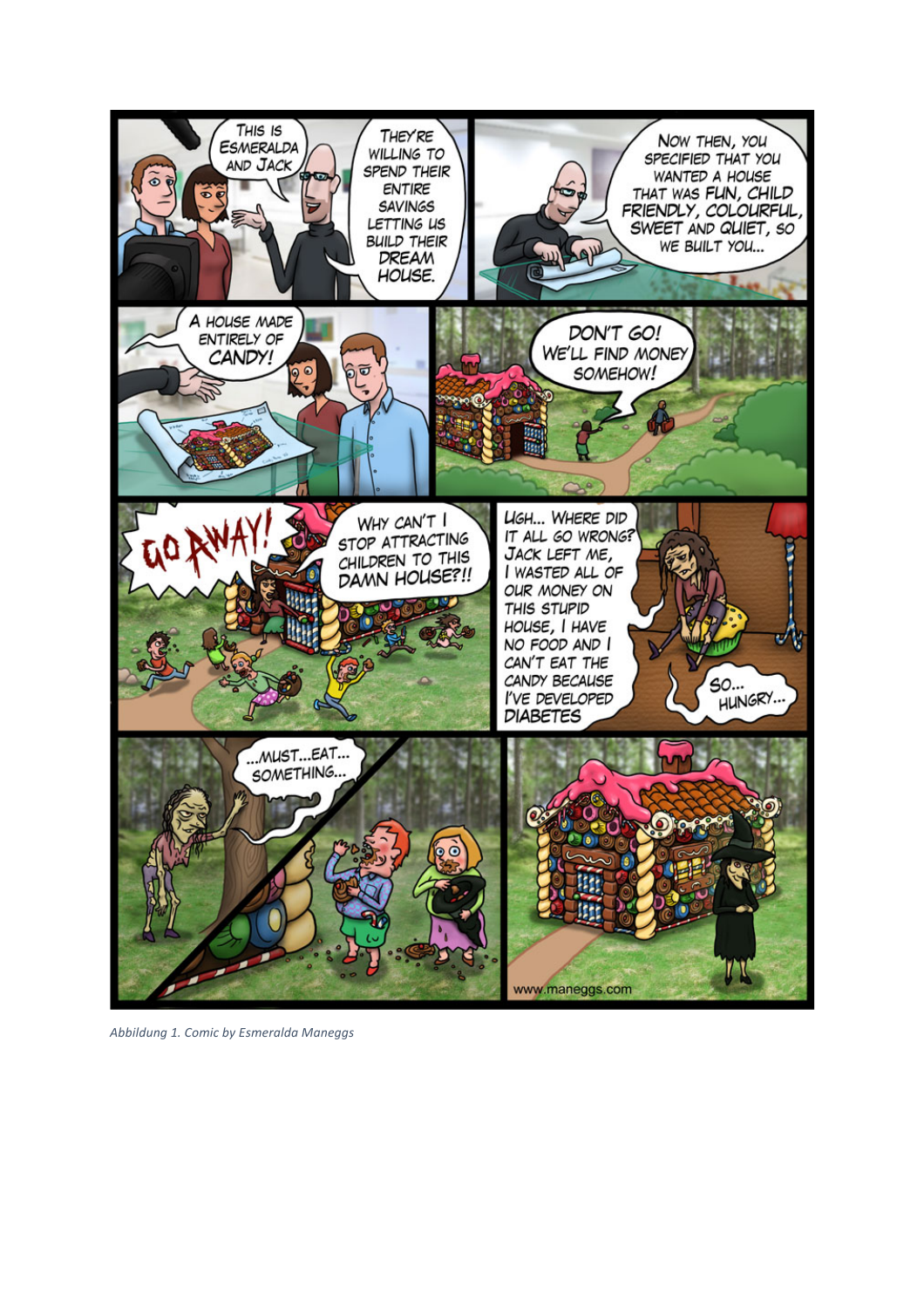THIS IS ESMERALDA AND JACK

THEY'RE WILLING TO SPEND THEIR ENTIRE SAVINGS LETTING US BUILD THEIR DREAM HOUSE.

NOW THEN, YOU SPECIFIED THAT YOU WANTED A HOUSE THAT WAS FUN, CHILD FRIENDLY, COLOURFUL, SWEET AND QUIET, SO WE BUILT YOU...

A HOUSE MADE ENTIRELY OF CANDY!

DON'T GO! WE'LL FIND MONEY SOMEHOW!

GO AWAY!

WHY CAN'T I STOP ATTRACTING CHILDREN TO THIS DAMN HOUSE?!!

UGH... WHERE DID IT ALL GO WRONG? JACK LEFT ME, I WASTED ALL OF OUR MONEY ON THIS STUPID HOUSE, I HAVE NO FOOD AND I CAN'T EAT THE CANDY BECAUSE I'VE DEVELOPED DIABETES

SO... HUNGRY...

...MUST...EAT... SOMETHING...

www.maneggs.com

*Abbildung 1. Comic by Esmeralda Maneggs*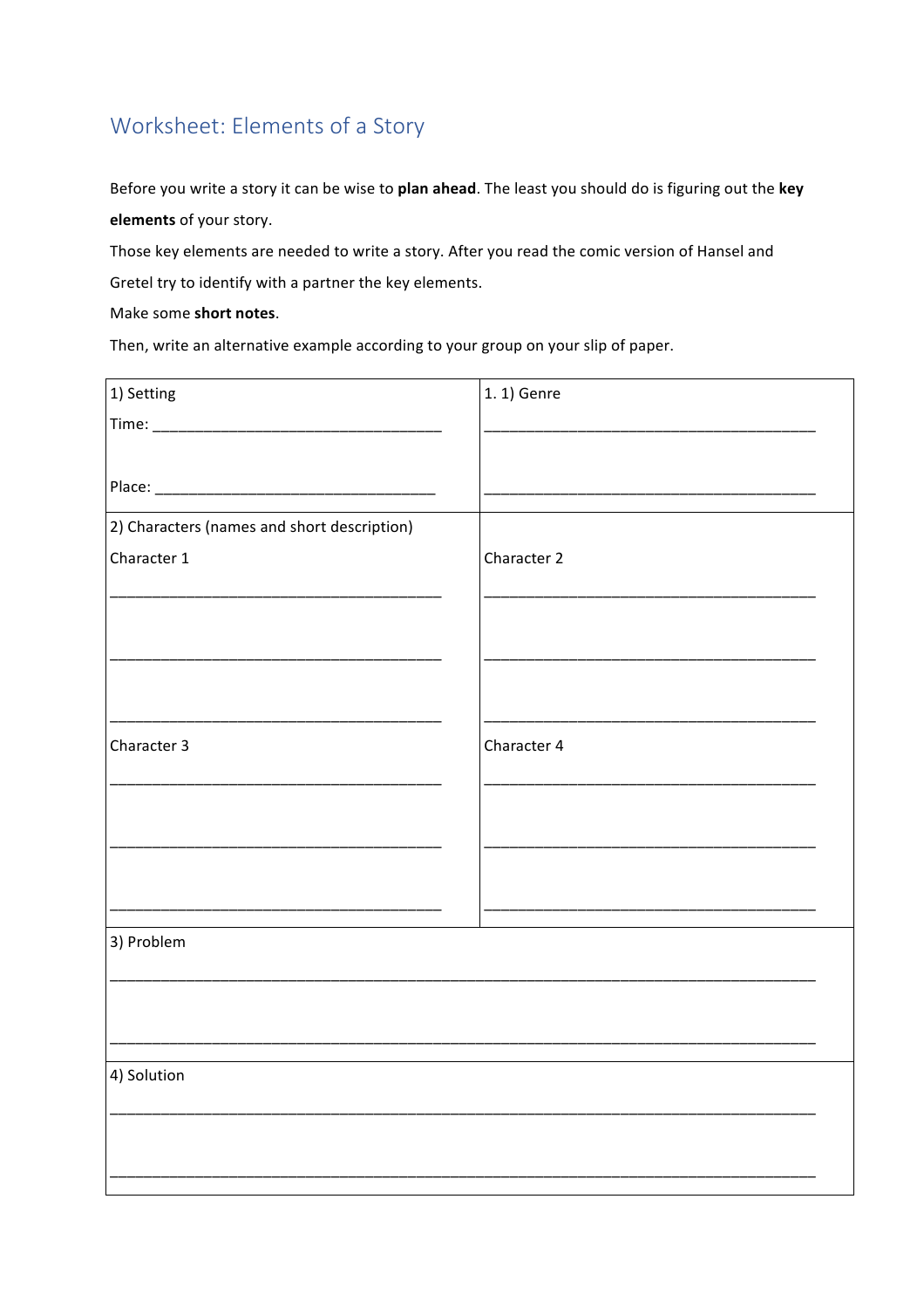# Worksheet: Elements of a Story

Before you write a story it can be wise to **plan ahead**. The least you should do is figuring out the **key elements** of your story.

Those key elements are needed to write a story. After you read the comic version of Hansel and Gretel try to identify with a partner the key elements.

Make some **short notes**.

Then, write an alternative example according to your group on your slip of paper.

| 1) Setting<br><br>Time: ___________________________________<br><br>Place: __________________________________ | 1. 1) Genre<br><br>__________________________________________<br><br>__________________________________________ |
|---|---|
| 2) Characters (names and short description)<br><br>Character 1<br><br>__________________________________________<br><br>__________________________________________<br><br>__________________________________________<br><br>Character 3<br><br>__________________________________________<br><br>__________________________________________<br><br>__________________________________________ | Character 2<br><br>__________________________________________<br><br>__________________________________________<br><br>__________________________________________<br><br>Character 4<br><br>__________________________________________<br><br>__________________________________________<br><br>__________________________________________ |
| 3) Problem<br><br>__________________________________________________________________________________<br><br>__________________________________________________________________________________ | |
| 4) Solution<br><br>__________________________________________________________________________________<br><br>__________________________________________________________________________________ | |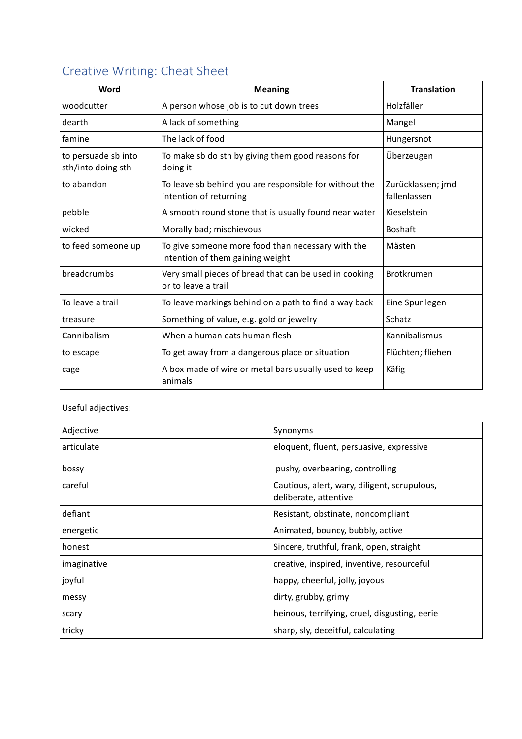# Creative Writing: Cheat Sheet

| Word | Meaning | Translation |
|---|---|---|
| woodcutter | A person whose job is to cut down trees | Holzfäller |
| dearth | A lack of something | Mangel |
| famine | The lack of food | Hungersnot |
| to persuade sb into sth/into doing sth | To make sb do sth by giving them good reasons for doing it | Überzeugen |
| to abandon | To leave sb behind you are responsible for without the intention of returning | Zurücklassen; jmd fallenlassen |
| pebble | A smooth round stone that is usually found near water | Kieselstein |
| wicked | Morally bad; mischievous | Boshaft |
| to feed someone up | To give someone more food than necessary with the intention of them gaining weight | Mästen |
| breadcrumbs | Very small pieces of bread that can be used in cooking or to leave a trail | Brotkrumen |
| To leave a trail | To leave markings behind on a path to find a way back | Eine Spur legen |
| treasure | Something of value, e.g. gold or jewelry | Schatz |
| Cannibalism | When a human eats human flesh | Kannibalismus |
| to escape | To get away from a dangerous place or situation | Flüchten; fliehen |
| cage | A box made of wire or metal bars usually used to keep animals | Käfig |

Useful adjectives:

| Adjective | Synonyms |
|---|---|
| articulate | eloquent, fluent, persuasive, expressive |
| bossy | pushy, overbearing, controlling |
| careful | Cautious, alert, wary, diligent, scrupulous, deliberate, attentive |
| defiant | Resistant, obstinate, noncompliant |
| energetic | Animated, bouncy, bubbly, active |
| honest | Sincere, truthful, frank, open, straight |
| imaginative | creative, inspired, inventive, resourceful |
| joyful | happy, cheerful, jolly, joyous |
| messy | dirty, grubby, grimy |
| scary | heinous, terrifying, cruel, disgusting, eerie |
| tricky | sharp, sly, deceitful, calculating |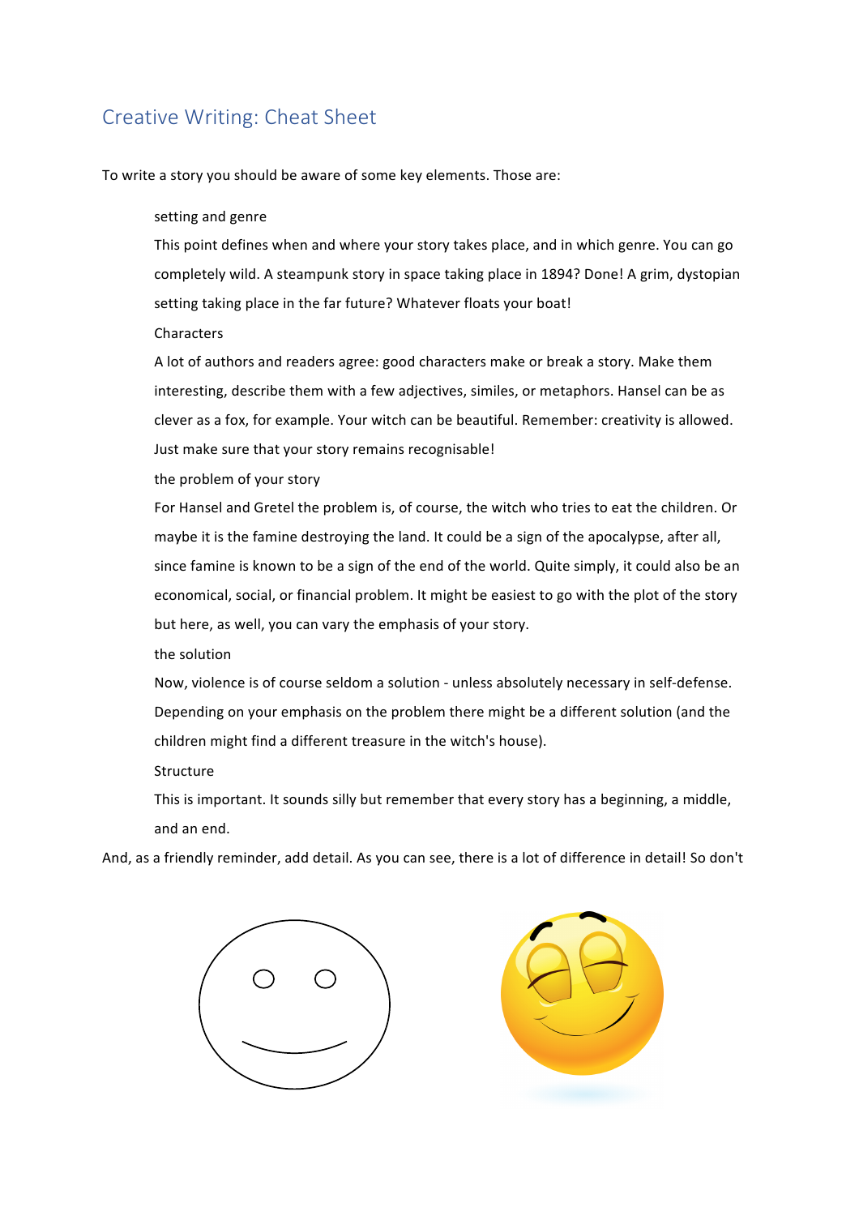## Creative Writing: Cheat Sheet

To write a story you should be aware of some key elements. Those are:

setting and genre

This point defines when and where your story takes place, and in which genre. You can go completely wild. A steampunk story in space taking place in 1894? Done! A grim, dystopian setting taking place in the far future? Whatever floats your boat!

Characters

A lot of authors and readers agree: good characters make or break a story. Make them interesting, describe them with a few adjectives, similes, or metaphors. Hansel can be as clever as a fox, for example. Your witch can be beautiful. Remember: creativity is allowed. Just make sure that your story remains recognisable!

the problem of your story

For Hansel and Gretel the problem is, of course, the witch who tries to eat the children. Or maybe it is the famine destroying the land. It could be a sign of the apocalypse, after all, since famine is known to be a sign of the end of the world. Quite simply, it could also be an economical, social, or financial problem. It might be easiest to go with the plot of the story but here, as well, you can vary the emphasis of your story.

the solution

Now, violence is of course seldom a solution - unless absolutely necessary in self-defense. Depending on your emphasis on the problem there might be a different solution (and the children might find a different treasure in the witch's house).

Structure

This is important. It sounds silly but remember that every story has a beginning, a middle, and an end.

And, as a friendly reminder, add detail. As you can see, there is a lot of difference in detail! So don't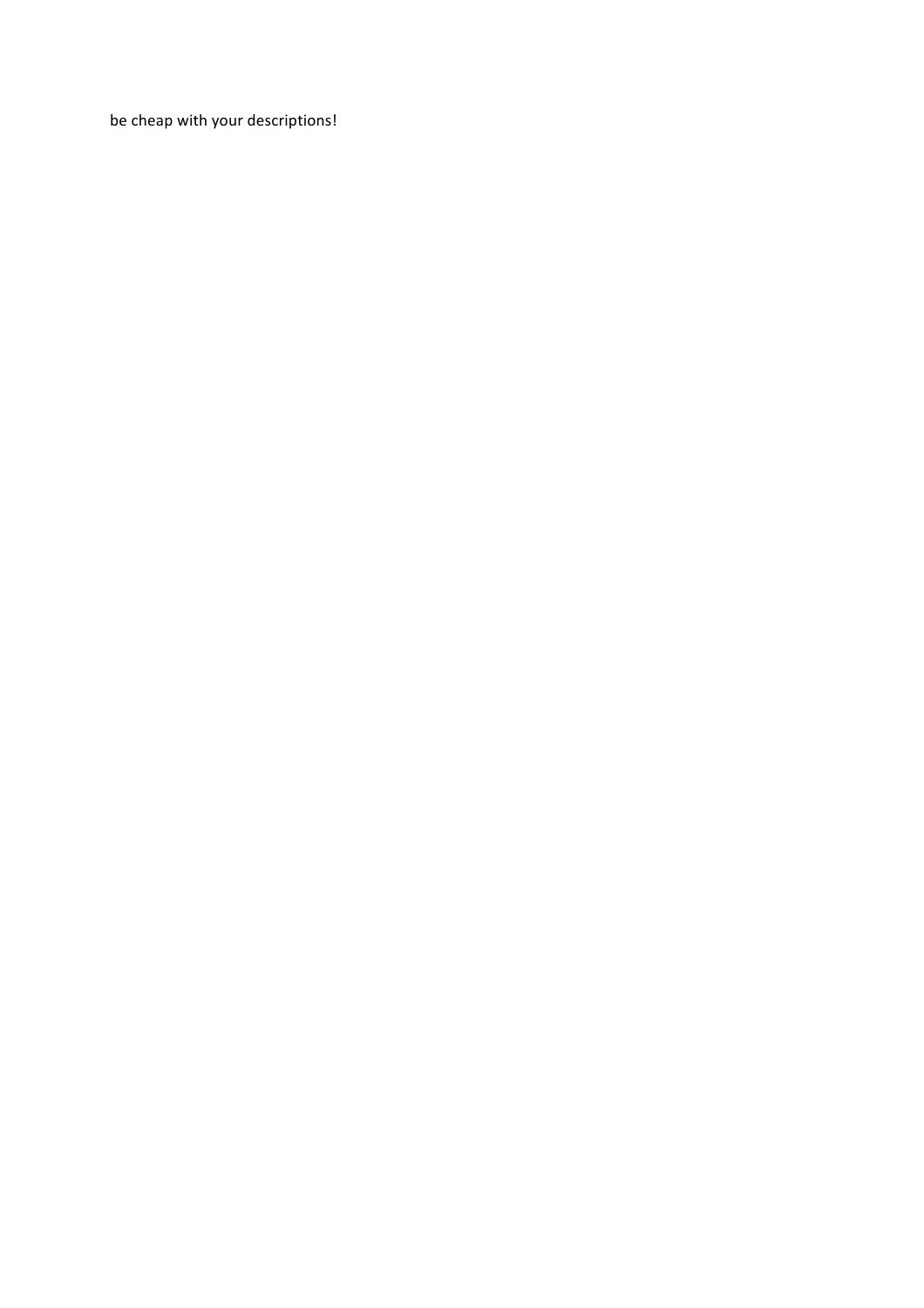be cheap with your descriptions!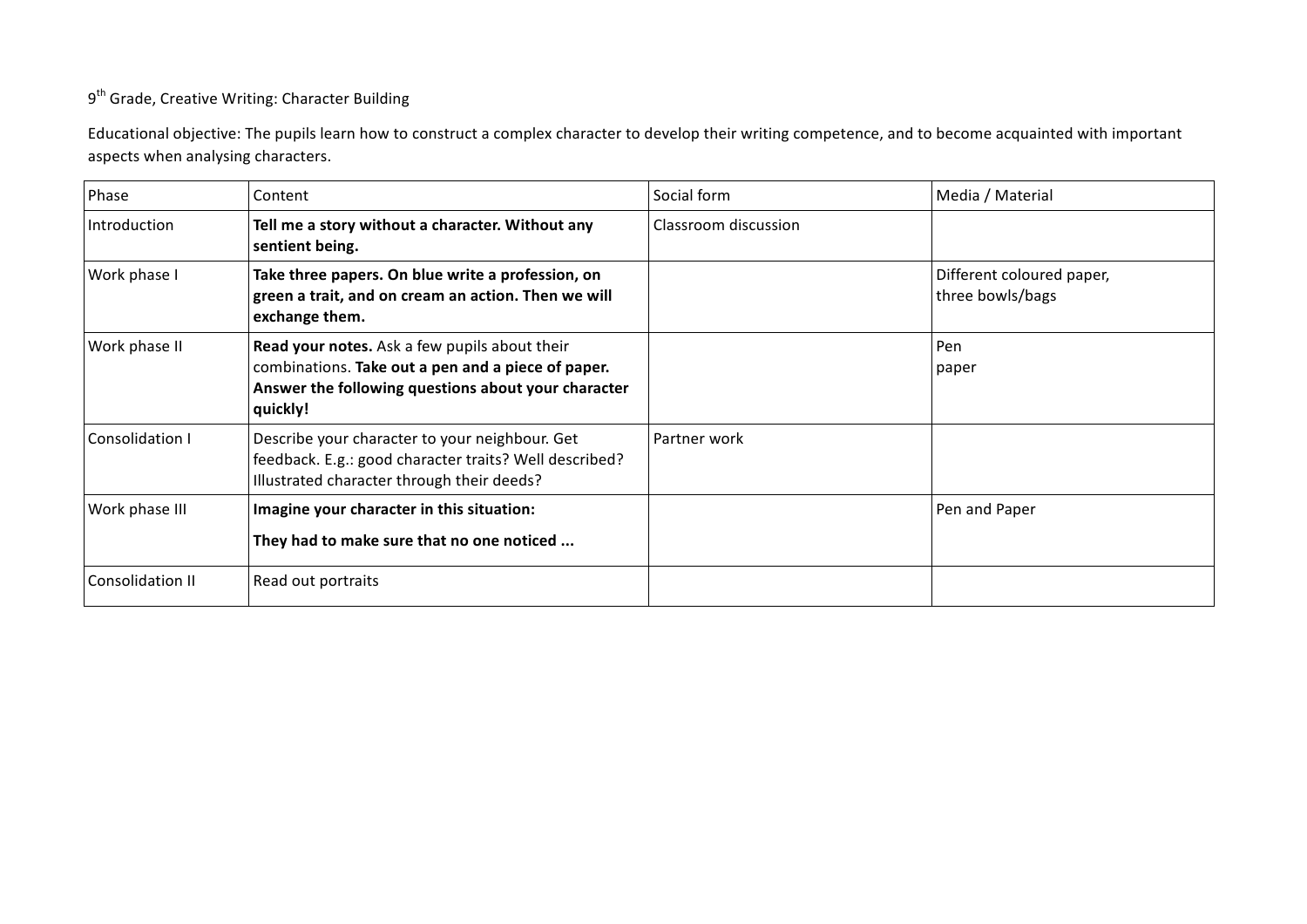9th Grade, Creative Writing: Character Building

Educational objective: The pupils learn how to construct a complex character to develop their writing competence, and to become acquainted with important aspects when analysing characters.

| Phase | Content | Social form | Media / Material |
| --- | --- | --- | --- |
| Introduction | **Tell me a story without a character. Without any sentient being.** | Classroom discussion | |
| Work phase I | **Take three papers. On blue write a profession, on green a trait, and on cream an action. Then we will exchange them.** | | Different coloured paper, three bowls/bags |
| Work phase II | **Read your notes.** Ask a few pupils about their combinations. **Take out a pen and a piece of paper. Answer the following questions about your character quickly!** | | Pen paper |
| Consolidation I | Describe your character to your neighbour. Get feedback. E.g.: good character traits? Well described? Illustrated character through their deeds? | Partner work | |
| Work phase III | **Imagine your character in this situation:** **They had to make sure that no one noticed ...** | | Pen and Paper |
| Consolidation II | Read out portraits | | |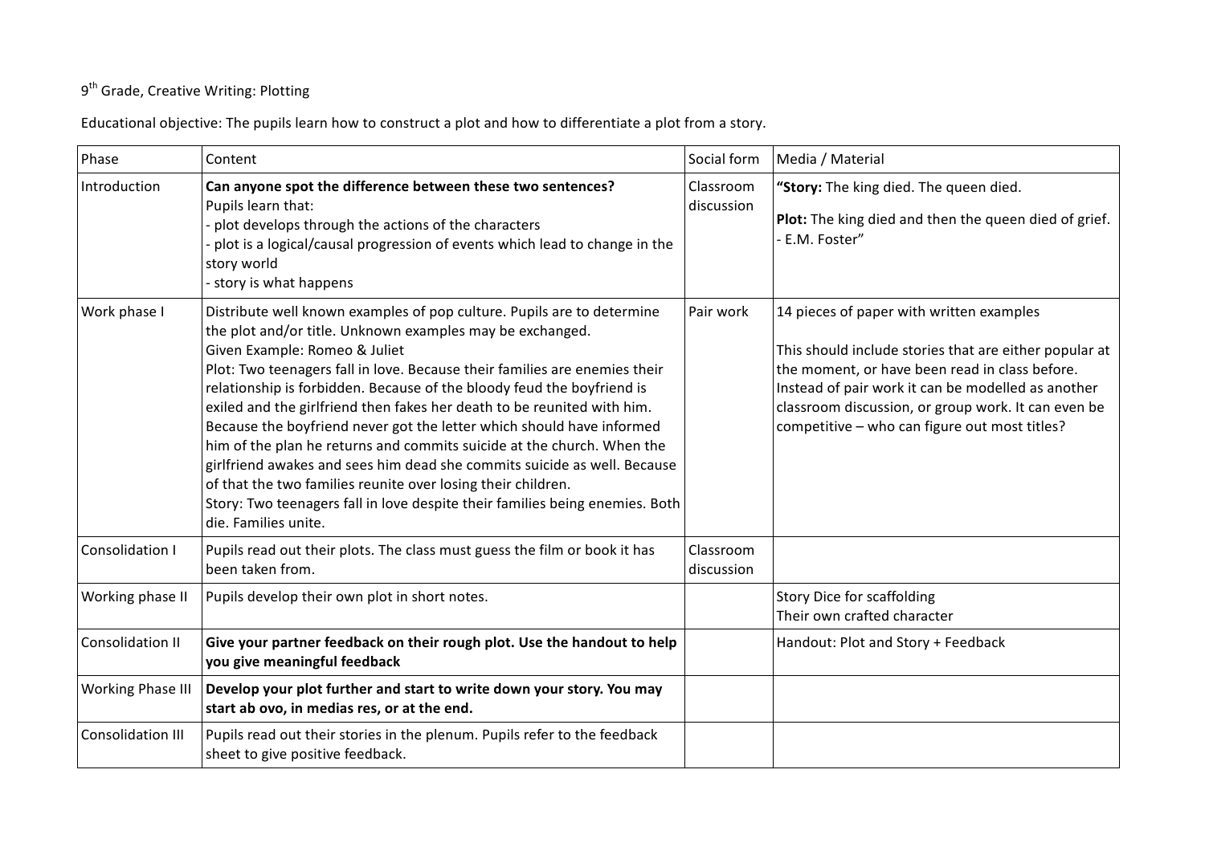9th Grade, Creative Writing: Plotting

Educational objective: The pupils learn how to construct a plot and how to differentiate a plot from a story.

| Phase | Content | Social form | Media / Material |
|---|---|---|---|
| Introduction | **Can anyone spot the difference between these two sentences?**<br>Pupils learn that:<br>- plot develops through the actions of the characters<br>- plot is a logical/causal progression of events which lead to change in the story world<br>- story is what happens | Classroom discussion | **"Story:** The king died. The queen died.<br><br>**Plot:** The king died and then the queen died of grief.<br>- E.M. Foster" |
| Work phase I | Distribute well known examples of pop culture. Pupils are to determine the plot and/or title. Unknown examples may be exchanged.<br>Given Example: Romeo & Juliet<br>Plot: Two teenagers fall in love. Because their families are enemies their relationship is forbidden. Because of the bloody feud the boyfriend is exiled and the girlfriend then fakes her death to be reunited with him. Because the boyfriend never got the letter which should have informed him of the plan he returns and commits suicide at the church. When the girlfriend awakes and sees him dead she commits suicide as well. Because of that the two families reunite over losing their children.<br>Story: Two teenagers fall in love despite their families being enemies. Both die. Families unite. | Pair work | 14 pieces of paper with written examples<br><br>This should include stories that are either popular at the moment, or have been read in class before. Instead of pair work it can be modelled as another classroom discussion, or group work. It can even be competitive – who can figure out most titles? |
| Consolidation I | Pupils read out their plots. The class must guess the film or book it has been taken from. | Classroom discussion | |
| Working phase II | Pupils develop their own plot in short notes. | | Story Dice for scaffolding<br>Their own crafted character |
| Consolidation II | **Give your partner feedback on their rough plot. Use the handout to help you give meaningful feedback** | | Handout: Plot and Story + Feedback |
| Working Phase III | **Develop your plot further and start to write down your story. You may start ab ovo, in medias res, or at the end.** | | |
| Consolidation III | Pupils read out their stories in the plenum. Pupils refer to the feedback sheet to give positive feedback. | | |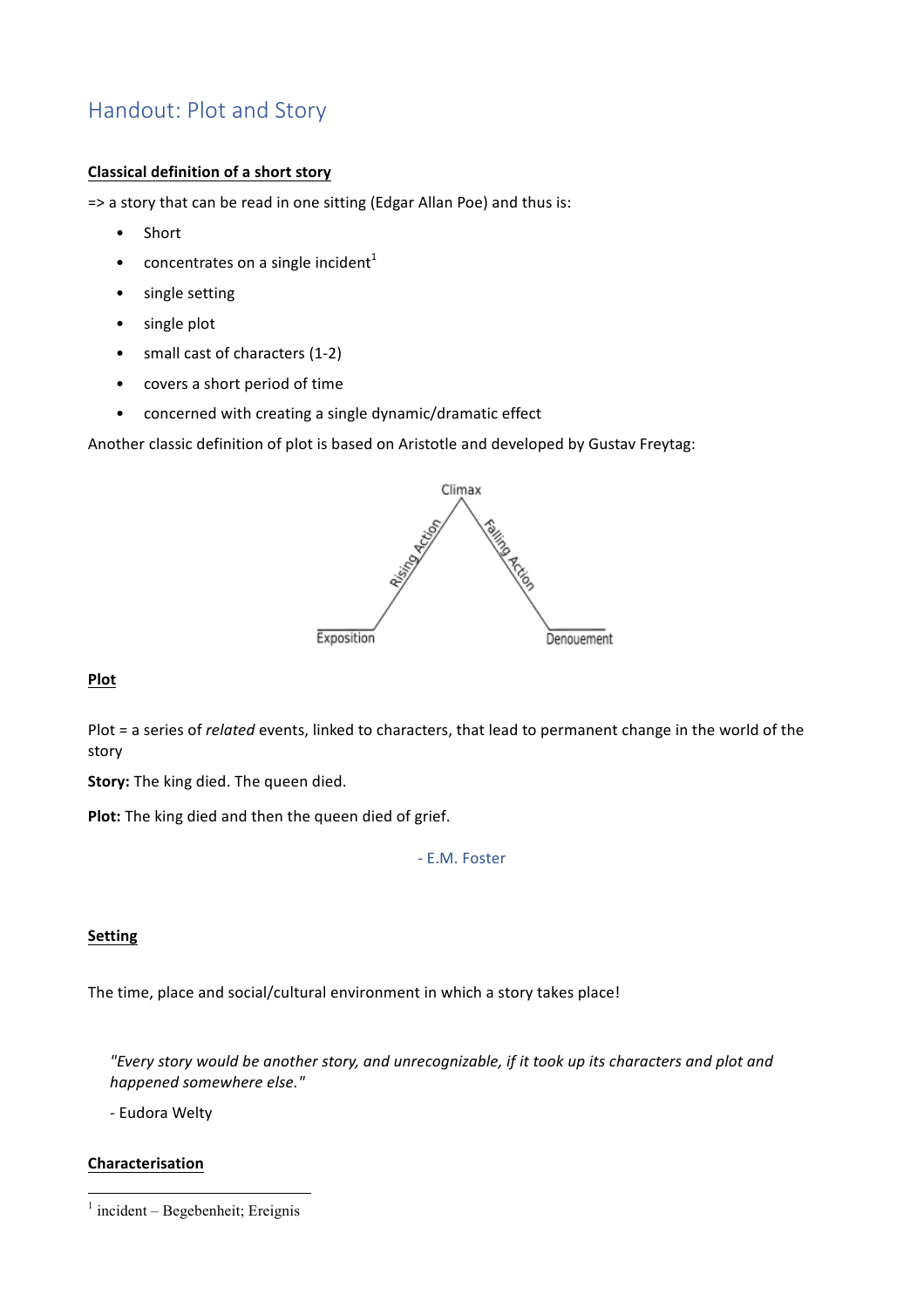# Handout: Plot and Story

**Classical definition of a short story**

=> a story that can be read in one sitting (Edgar Allan Poe) and thus is:

- Short
- concentrates on a single incident[1]
- single setting
- single plot
- small cast of characters (1-2)
- covers a short period of time
- concerned with creating a single dynamic/dramatic effect

Another classic definition of plot is based on Aristotle and developed by Gustav Freytag:

Climax

Rising Action

Falling Action

Exposition

Denouement

**Plot**

Plot = a series of *related* events, linked to characters, that lead to permanent change in the world of the story

**Story:** The king died. The queen died.

**Plot:** The king died and then the queen died of grief.

- E.M. Foster

**Setting**

The time, place and social/cultural environment in which a story takes place!

> *"Every story would be another story, and unrecognizable, if it took up its characters and plot and happened somewhere else."*
>
> - Eudora Welty

**Characterisation**

[1] incident – Begebenheit; Ereignis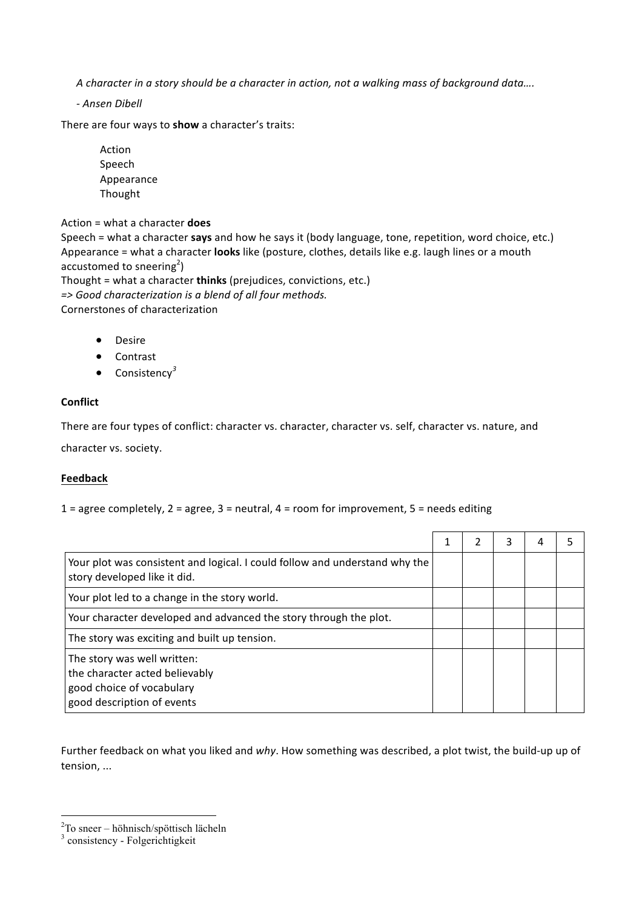*A character in a story should be a character in action, not a walking mass of background data….*

*- Ansen Dibell*

There are four ways to **show** a character's traits:

Action
Speech
Appearance
Thought

Action = what a character **does**
Speech = what a character **says** and how he says it (body language, tone, repetition, word choice, etc.)
Appearance = what a character **looks** like (posture, clothes, details like e.g. laugh lines or a mouth accustomed to sneering[2])
Thought = what a character **thinks** (prejudices, convictions, etc.)
*=> Good characterization is a blend of all four methods.*
Cornerstones of characterization

- Desire
- Contrast
- Consistency[3]

**Conflict**

There are four types of conflict: character vs. character, character vs. self, character vs. nature, and character vs. society.

**Feedback**

1 = agree completely, 2 = agree, 3 = neutral, 4 = room for improvement, 5 = needs editing

| | 1 | 2 | 3 | 4 | 5 |
|---|---|---|---|---|---|
| Your plot was consistent and logical. I could follow and understand why the story developed like it did. | | | | | |
| Your plot led to a change in the story world. | | | | | |
| Your character developed and advanced the story through the plot. | | | | | |
| The story was exciting and built up tension. | | | | | |
| The story was well written:<br>the character acted believably<br>good choice of vocabulary<br>good description of events | | | | | |

Further feedback on what you liked and *why*. How something was described, a plot twist, the build-up up of tension, ...

[2]To sneer – höhnisch/spöttisch lächeln
[3] consistency - Folgerichtigkeit